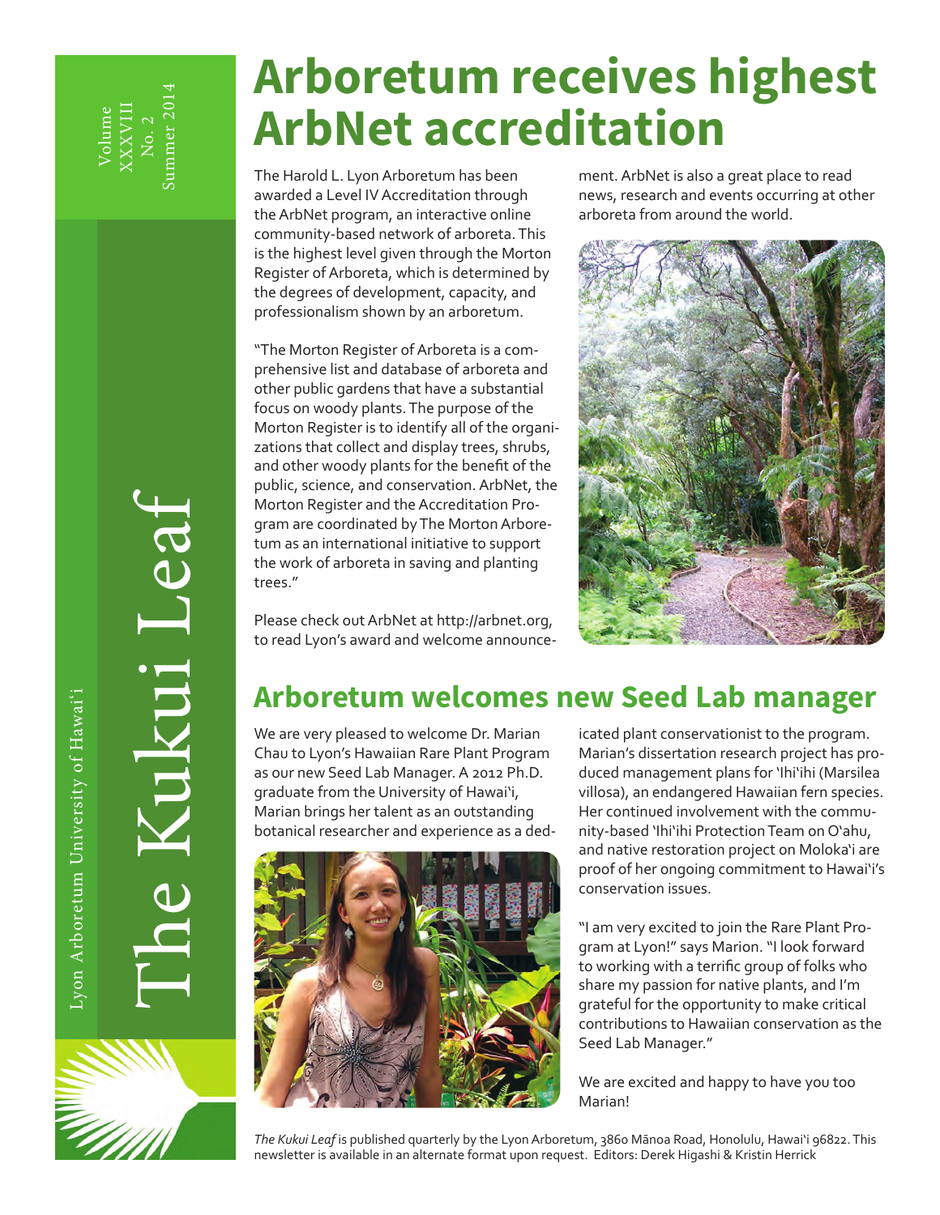# The Kukui Leaf

Lyon Arboretum University of Hawai'i

Volume XXXVIII No. 2 Summer 2014

## Arboretum receives highest ArbNet accreditation

The Harold L. Lyon Arboretum has been awarded a Level IV Accreditation through the ArbNet program, an interactive online community-based network of arboreta. This is the highest level given through the Morton Register of Arboreta, which is determined by the degrees of development, capacity, and professionalism shown by an arboretum.

"The Morton Register of Arboreta is a comprehensive list and database of arboreta and other public gardens that have a substantial focus on woody plants. The purpose of the Morton Register is to identify all of the organizations that collect and display trees, shrubs, and other woody plants for the benefit of the public, science, and conservation. ArbNet, the Morton Register and the Accreditation Program are coordinated by The Morton Arboretum as an international initiative to support the work of arboreta in saving and planting trees."

Please check out ArbNet at http://arbnet.org, to read Lyon's award and welcome announcement. ArbNet is also a great place to read news, research and events occurring at other arboreta from around the world.

## Arboretum welcomes new Seed Lab manager

We are very pleased to welcome Dr. Marian Chau to Lyon's Hawaiian Rare Plant Program as our new Seed Lab Manager. A 2012 Ph.D. graduate from the University of Hawai'i, Marian brings her talent as an outstanding botanical researcher and experience as a dedicated plant conservationist to the program. Marian's dissertation research project has produced management plans for 'Ihi'ihi (Marsilea villosa), an endangered Hawaiian fern species. Her continued involvement with the community-based 'Ihi'ihi Protection Team on O'ahu, and native restoration project on Moloka'i are proof of her ongoing commitment to Hawai'i's conservation issues.

"I am very excited to join the Rare Plant Program at Lyon!" says Marion. "I look forward to working with a terrific group of folks who share my passion for native plants, and I'm grateful for the opportunity to make critical contributions to Hawaiian conservation as the Seed Lab Manager."

We are excited and happy to have you too Marian!

*The Kukui Leaf* is published quarterly by the Lyon Arboretum, 3860 Mānoa Road, Honolulu, Hawai'i 96822. This newsletter is available in an alternate format upon request. Editors: Derek Higashi & Kristin Herrick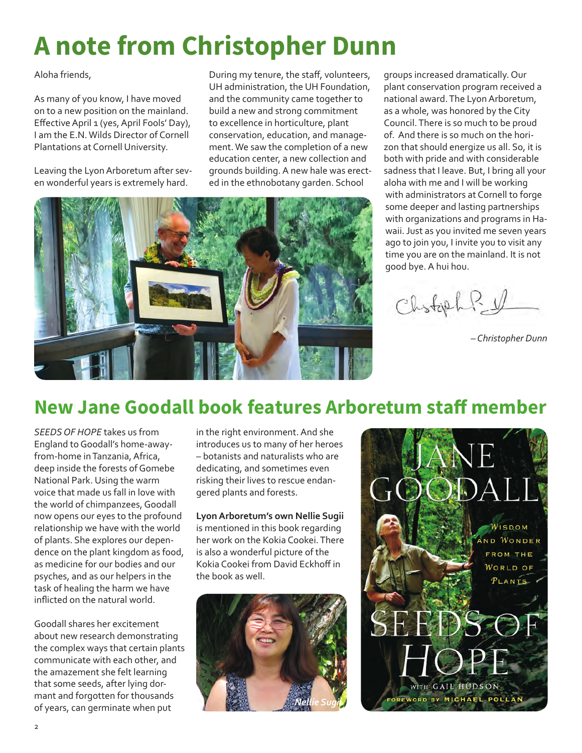# A note from Christopher Dunn

Aloha friends,

As many of you know, I have moved on to a new position on the mainland. Effective April 1 (yes, April Fools' Day), I am the E.N. Wilds Director of Cornell Plantations at Cornell University.

Leaving the Lyon Arboretum after seven wonderful years is extremely hard. During my tenure, the staff, volunteers, UH administration, the UH Foundation, and the community came together to build a new and strong commitment to excellence in horticulture, plant conservation, education, and management. We saw the completion of a new education center, a new collection and grounds building. A new hale was erected in the ethnobotany garden. School groups increased dramatically. Our plant conservation program received a national award. The Lyon Arboretum, as a whole, was honored by the City Council. There is so much to be proud of. And there is so much on the horizon that should energize us all. So, it is both with pride and with considerable sadness that I leave. But, I bring all your aloha with me and I will be working with administrators at Cornell to forge some deeper and lasting partnerships with organizations and programs in Hawaii. Just as you invited me seven years ago to join you, I invite you to visit any time you are on the mainland. It is not good bye. A hui hou.

*– Christopher Dunn*

## New Jane Goodall book features Arboretum staff member

*SEEDS OF HOPE* takes us from England to Goodall's home-away-from-home in Tanzania, Africa, deep inside the forests of Gomebe National Park. Using the warm voice that made us fall in love with the world of chimpanzees, Goodall now opens our eyes to the profound relationship we have with the world of plants. She explores our dependence on the plant kingdom as food, as medicine for our bodies and our psyches, and as our helpers in the task of healing the harm we have inflicted on the natural world.

Goodall shares her excitement about new research demonstrating the complex ways that certain plants communicate with each other, and the amazement she felt learning that some seeds, after lying dormant and forgotten for thousands of years, can germinate when put in the right environment. And she introduces us to many of her heroes – botanists and naturalists who are dedicating, and sometimes even risking their lives to rescue endangered plants and forests.

**Lyon Arboretum's own Nellie Sugii** is mentioned in this book regarding her work on the Kokia Cookei. There is also a wonderful picture of the Kokia Cookei from David Eckhoff in the book as well.

*Nellie Sugii*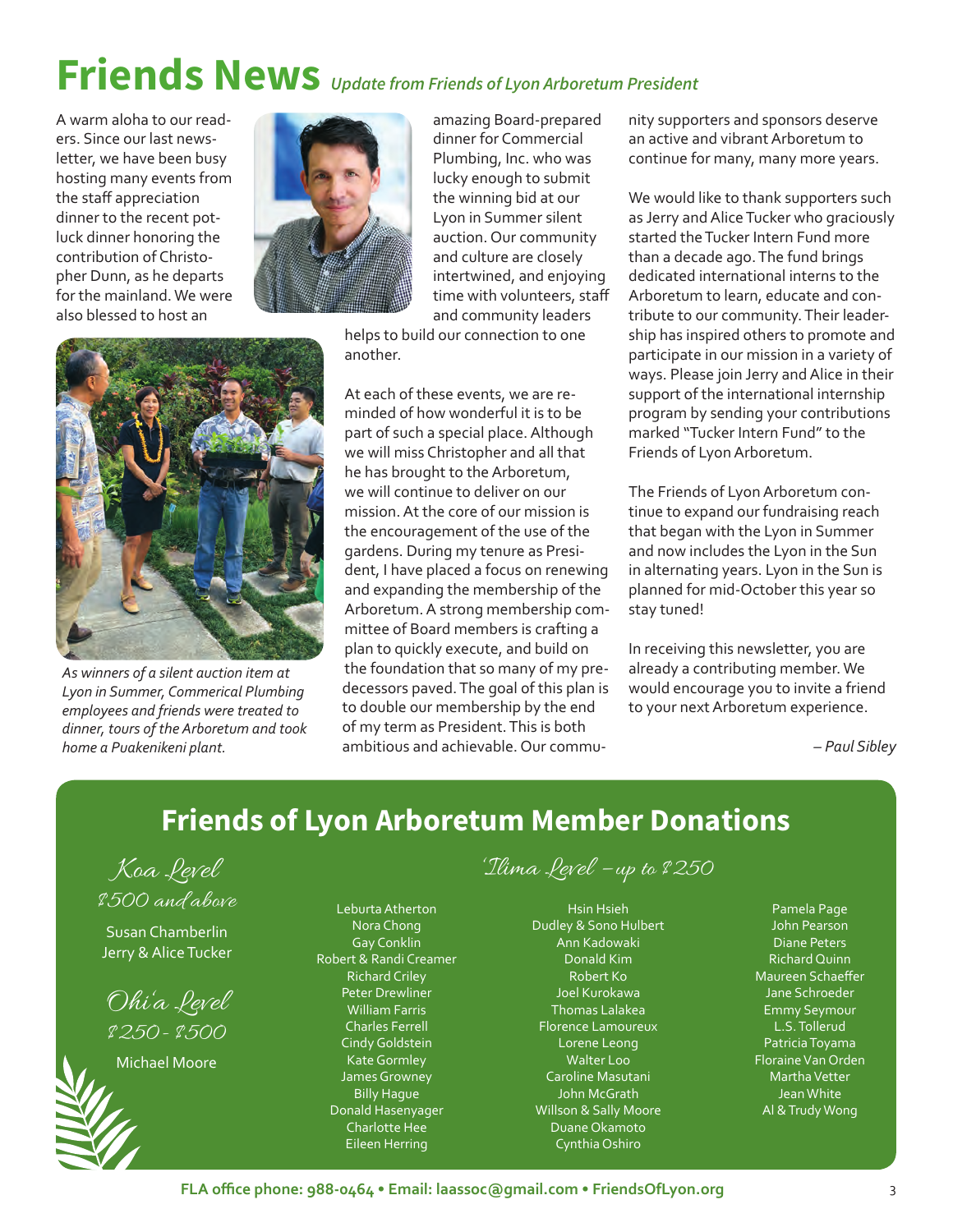# Friends News *Update from Friends of Lyon Arboretum President*

A warm aloha to our readers. Since our last newsletter, we have been busy hosting many events from the staff appreciation dinner to the recent potluck dinner honoring the contribution of Christopher Dunn, as he departs for the mainland. We were also blessed to host an amazing Board-prepared dinner for Commercial Plumbing, Inc. who was lucky enough to submit the winning bid at our Lyon in Summer silent auction. Our community and culture are closely intertwined, and enjoying time with volunteers, staff and community leaders helps to build our connection to one another.

*As winners of a silent auction item at Lyon in Summer, Commerical Plumbing employees and friends were treated to dinner, tours of the Arboretum and took home a Puakenikeni plant.*

At each of these events, we are reminded of how wonderful it is to be part of such a special place. Although we will miss Christopher and all that he has brought to the Arboretum, we will continue to deliver on our mission. At the core of our mission is the encouragement of the use of the gardens. During my tenure as President, I have placed a focus on renewing and expanding the membership of the Arboretum. A strong membership committee of Board members is crafting a plan to quickly execute, and build on the foundation that so many of my predecessors paved. The goal of this plan is to double our membership by the end of my term as President. This is both ambitious and achievable. Our community supporters and sponsors deserve an active and vibrant Arboretum to continue for many, many more years.

We would like to thank supporters such as Jerry and Alice Tucker who graciously started the Tucker Intern Fund more than a decade ago. The fund brings dedicated international interns to the Arboretum to learn, educate and contribute to our community. Their leadership has inspired others to promote and participate in our mission in a variety of ways. Please join Jerry and Alice in their support of the international internship program by sending your contributions marked "Tucker Intern Fund" to the Friends of Lyon Arboretum.

The Friends of Lyon Arboretum continue to expand our fundraising reach that began with the Lyon in Summer and now includes the Lyon in the Sun in alternating years. Lyon in the Sun is planned for mid-October this year so stay tuned!

In receiving this newsletter, you are already a contributing member. We would encourage you to invite a friend to your next Arboretum experience.

*– Paul Sibley*

## Friends of Lyon Arboretum Member Donations

### Koa Level
### $500 and above

Susan Chamberlin
Jerry & Alice Tucker

### Ohi'a Level
### $250 - $500

Michael Moore

### 'Ilima Level – up to $250

Leburta Atherton
Nora Chong
Gay Conklin
Robert & Randi Creamer
Richard Criley
Peter Drewliner
William Farris
Charles Ferrell
Cindy Goldstein
Kate Gormley
James Growney
Billy Hague
Donald Hasenyager
Charlotte Hee
Eileen Herring
Hsin Hsieh
Dudley & Sono Hulbert
Ann Kadowaki
Donald Kim
Robert Ko
Joel Kurokawa
Thomas Lalakea
Florence Lamoureux
Lorene Leong
Walter Loo
Caroline Masutani
John McGrath
Willson & Sally Moore
Duane Okamoto
Cynthia Oshiro
Pamela Page
John Pearson
Diane Peters
Richard Quinn
Maureen Schaeffer
Jane Schroeder
Emmy Seymour
L.S. Tollerud
Patricia Toyama
Floraine Van Orden
Martha Vetter
Jean White
Al & Trudy Wong

**FLA office phone: 988-0464 • Email: laassoc@gmail.com • FriendsOfLyon.org**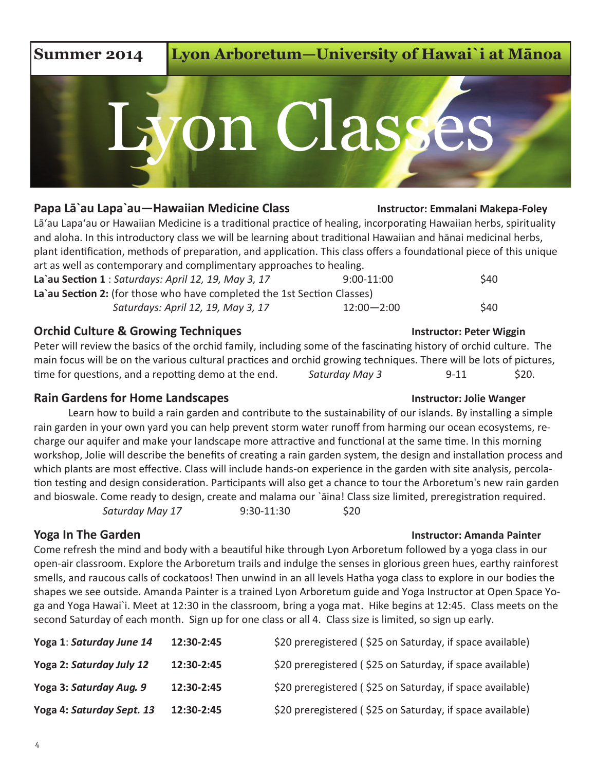**Summer 2014** | **Lyon Arboretum—University of Hawai`i at Mānoa**

# Lyon Classes

## Papa Lā`au Lapa`au—Hawaiian Medicine Class

**Instructor: Emmalani Makepa-Foley**

Lā'au Lapa'au or Hawaiian Medicine is a traditional practice of healing, incorporating Hawaiian herbs, spirituality and aloha. In this introductory class we will be learning about traditional Hawaiian and hānai medicinal herbs, plant identification, methods of preparation, and application. This class offers a foundational piece of this unique art as well as contemporary and complimentary approaches to healing.

**La`au Section 1** : *Saturdays: April 12, 19, May 3, 17* 9:00-11:00 $40

**La`au Section 2:** (for those who have completed the 1st Section Classes)
*Saturdays: April 12, 19, May 3, 17* 12:00—2:00 $40

## Orchid Culture & Growing Techniques

**Instructor: Peter Wiggin**

Peter will review the basics of the orchid family, including some of the fascinating history of orchid culture. The main focus will be on the various cultural practices and orchid growing techniques. There will be lots of pictures, time for questions, and a repotting demo at the end. *Saturday May 3* 9-11 $20.

## Rain Gardens for Home Landscapes

**Instructor: Jolie Wanger**

Learn how to build a rain garden and contribute to the sustainability of our islands. By installing a simple rain garden in your own yard you can help prevent storm water runoff from harming our ocean ecosystems, recharge our aquifer and make your landscape more attractive and functional at the same time. In this morning workshop, Jolie will describe the benefits of creating a rain garden system, the design and installation process and which plants are most effective. Class will include hands-on experience in the garden with site analysis, percolation testing and design consideration. Participants will also get a chance to tour the Arboretum's new rain garden and bioswale. Come ready to design, create and malama our `āina! Class size limited, preregistration required.
*Saturday May 17* 9:30-11:30 $20

## Yoga In The Garden

**Instructor: Amanda Painter**

Come refresh the mind and body with a beautiful hike through Lyon Arboretum followed by a yoga class in our open-air classroom. Explore the Arboretum trails and indulge the senses in glorious green hues, earthy rainforest smells, and raucous calls of cockatoos! Then unwind in an all levels Hatha yoga class to explore in our bodies the shapes we see outside. Amanda Painter is a trained Lyon Arboretum guide and Yoga Instructor at Open Space Yoga and Yoga Hawai`i. Meet at 12:30 in the classroom, bring a yoga mat. Hike begins at 12:45. Class meets on the second Saturday of each month. Sign up for one class or all 4. Class size is limited, so sign up early.

| | | |
|---|---|---|
| **Yoga 1**: ***Saturday June 14*** | **12:30-2:45** | $20 preregistered ( $25 on Saturday, if space available) |
| **Yoga 2: *Saturday July 12*** | **12:30-2:45** | $20 preregistered ( $25 on Saturday, if space available) |
| **Yoga 3: *Saturday Aug. 9*** | **12:30-2:45** | $20 preregistered ( $25 on Saturday, if space available) |
| **Yoga 4: *Saturday Sept. 13*** | **12:30-2:45** | $20 preregistered ( $25 on Saturday, if space available) |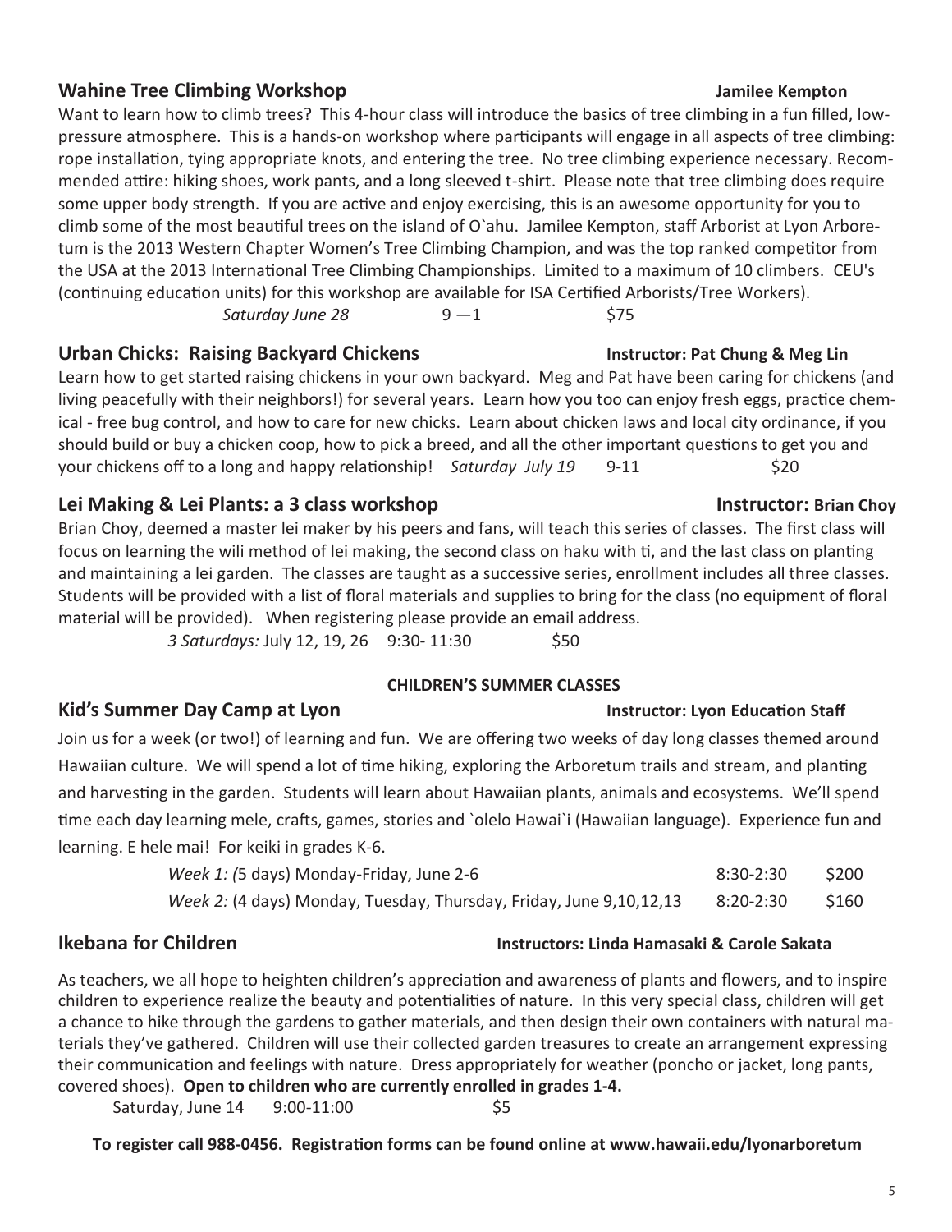## Wahine Tree Climbing Workshop

**Jamilee Kempton**

Want to learn how to climb trees? This 4-hour class will introduce the basics of tree climbing in a fun filled, low-pressure atmosphere. This is a hands-on workshop where participants will engage in all aspects of tree climbing: rope installation, tying appropriate knots, and entering the tree. No tree climbing experience necessary. Recommended attire: hiking shoes, work pants, and a long sleeved t-shirt. Please note that tree climbing does require some upper body strength. If you are active and enjoy exercising, this is an awesome opportunity for you to climb some of the most beautiful trees on the island of O`ahu. Jamilee Kempton, staff Arborist at Lyon Arboretum is the 2013 Western Chapter Women's Tree Climbing Champion, and was the top ranked competitor from the USA at the 2013 International Tree Climbing Championships. Limited to a maximum of 10 climbers. CEU's (continuing education units) for this workshop are available for ISA Certified Arborists/Tree Workers).

*Saturday June 28* 9 —1 $75

## Urban Chicks: Raising Backyard Chickens

**Instructor: Pat Chung & Meg Lin**

Learn how to get started raising chickens in your own backyard. Meg and Pat have been caring for chickens (and living peacefully with their neighbors!) for several years. Learn how you too can enjoy fresh eggs, practice chemical - free bug control, and how to care for new chicks. Learn about chicken laws and local city ordinance, if you should build or buy a chicken coop, how to pick a breed, and all the other important questions to get you and your chickens off to a long and happy relationship! *Saturday July 19* 9-11 $20

## Lei Making & Lei Plants: a 3 class workshop

**Instructor: Brian Choy**

Brian Choy, deemed a master lei maker by his peers and fans, will teach this series of classes. The first class will focus on learning the wili method of lei making, the second class on haku with ti, and the last class on planting and maintaining a lei garden. The classes are taught as a successive series, enrollment includes all three classes. Students will be provided with a list of floral materials and supplies to bring for the class (no equipment of floral material will be provided). When registering please provide an email address.

*3 Saturdays:* July 12, 19, 26 9:30- 11:30 $50

**CHILDREN'S SUMMER CLASSES**

## Kid's Summer Day Camp at Lyon

**Instructor: Lyon Education Staff**

Join us for a week (or two!) of learning and fun. We are offering two weeks of day long classes themed around Hawaiian culture. We will spend a lot of time hiking, exploring the Arboretum trails and stream, and planting and harvesting in the garden. Students will learn about Hawaiian plants, animals and ecosystems. We'll spend time each day learning mele, crafts, games, stories and `olelo Hawai`i (Hawaiian language). Experience fun and learning. E hele mai! For keiki in grades K-6.

| | | |
|---|---|---|
| *Week 1: (*5 days) Monday-Friday, June 2-6 | 8:30-2:30 | $200 |
| *Week 2:* (4 days) Monday, Tuesday, Thursday, Friday, June 9,10,12,13 | 8:20-2:30 | $160 |

## Ikebana for Children

**Instructors: Linda Hamasaki & Carole Sakata**

As teachers, we all hope to heighten children's appreciation and awareness of plants and flowers, and to inspire children to experience realize the beauty and potentialities of nature. In this very special class, children will get a chance to hike through the gardens to gather materials, and then design their own containers with natural materials they've gathered. Children will use their collected garden treasures to create an arrangement expressing their communication and feelings with nature. Dress appropriately for weather (poncho or jacket, long pants, covered shoes). **Open to children who are currently enrolled in grades 1-4.**

Saturday, June 14 9:00-11:00 $5

**To register call 988-0456. Registration forms can be found online at www.hawaii.edu/lyonarboretum**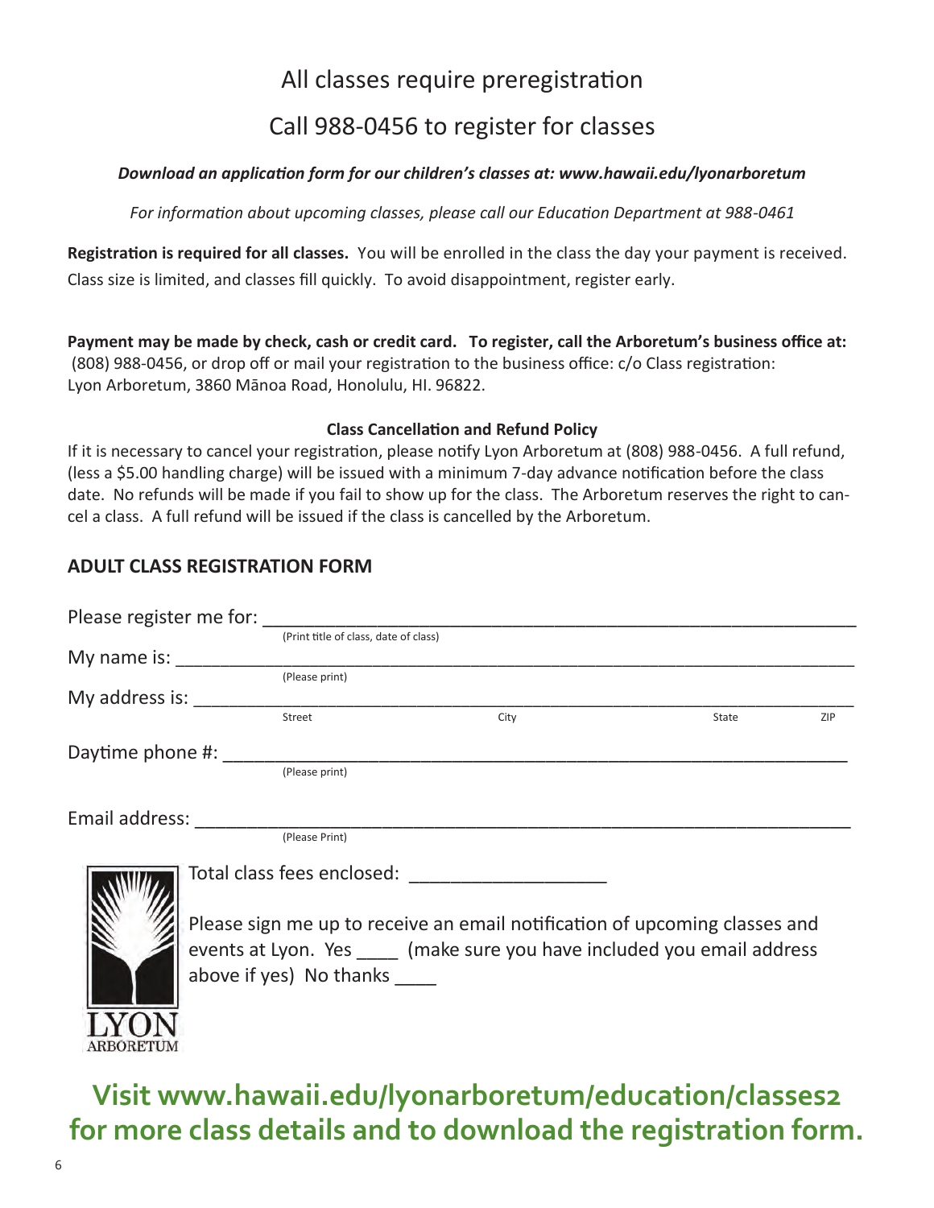All classes require preregistration

Call 988-0456 to register for classes

***Download an application form for our children's classes at: www.hawaii.edu/lyonarboretum***

*For information about upcoming classes, please call our Education Department at 988-0461*

**Registration is required for all classes.** You will be enrolled in the class the day your payment is received. Class size is limited, and classes fill quickly. To avoid disappointment, register early.

**Payment may be made by check, cash or credit card. To register, call the Arboretum's business office at:** (808) 988-0456, or drop off or mail your registration to the business office: c/o Class registration: Lyon Arboretum, 3860 Mānoa Road, Honolulu, HI. 96822.

**Class Cancellation and Refund Policy**

If it is necessary to cancel your registration, please notify Lyon Arboretum at (808) 988-0456. A full refund, (less a $5.00 handling charge) will be issued with a minimum 7-day advance notification before the class date. No refunds will be made if you fail to show up for the class. The Arboretum reserves the right to cancel a class. A full refund will be issued if the class is cancelled by the Arboretum.

## ADULT CLASS REGISTRATION FORM

Please register me for: ____________________________________________
(Print title of class, date of class)

My name is: ____________________________________________
(Please print)

My address is: ____________________________________________
Street City State ZIP

Daytime phone #: ____________________________________________
(Please print)

Email address: ____________________________________________
(Please Print)

Total class fees enclosed: ___________________

Please sign me up to receive an email notification of upcoming classes and events at Lyon. Yes ____ (make sure you have included you email address above if yes) No thanks ____

LYON ARBORETUM

**Visit www.hawaii.edu/lyonarboretum/education/classes2 for more class details and to download the registration form.**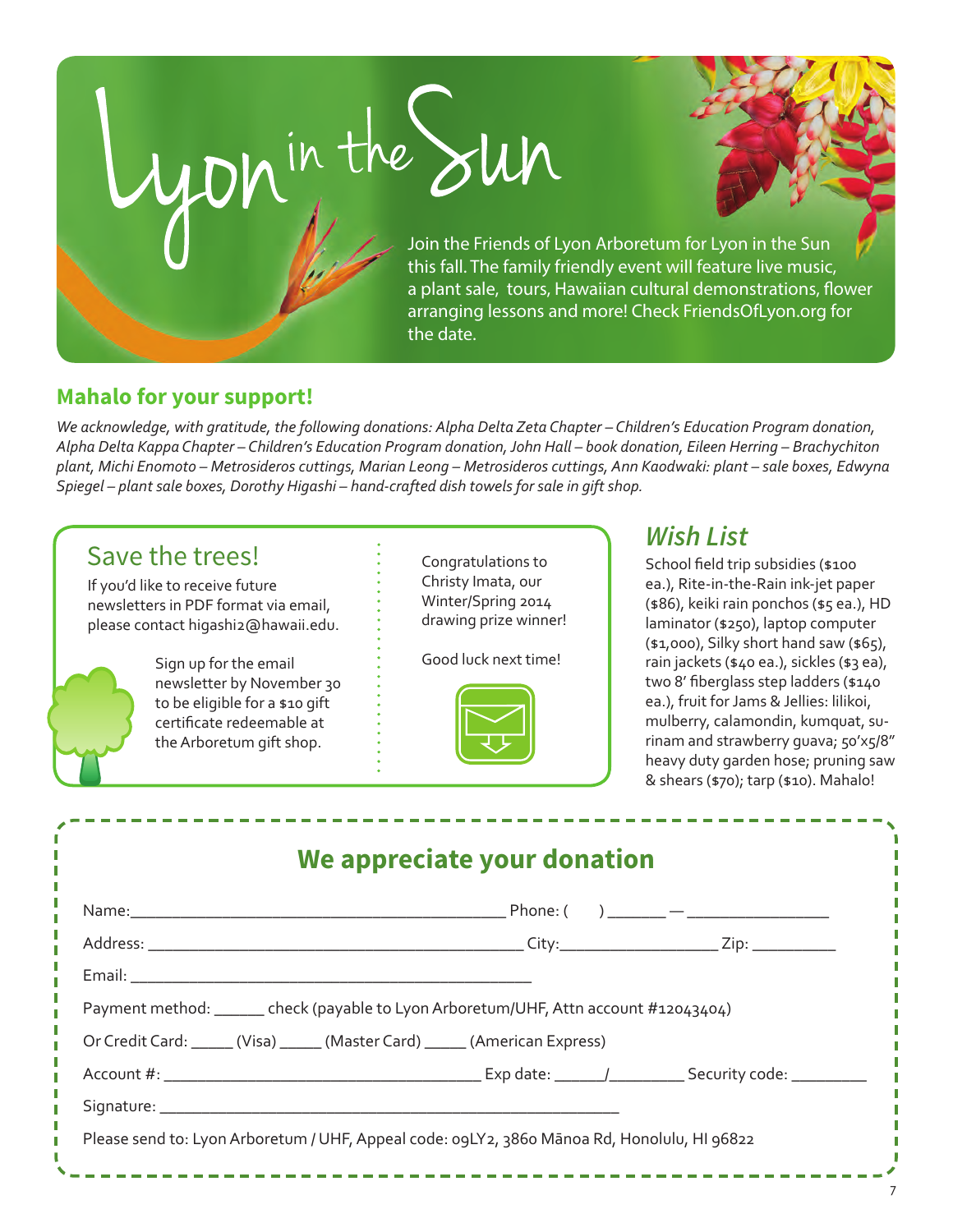# Lyon in the Sun

Join the Friends of Lyon Arboretum for Lyon in the Sun this fall. The family friendly event will feature live music, a plant sale, tours, Hawaiian cultural demonstrations, flower arranging lessons and more! Check FriendsOfLyon.org for the date.

## Mahalo for your support!

*We acknowledge, with gratitude, the following donations: Alpha Delta Zeta Chapter – Children's Education Program donation, Alpha Delta Kappa Chapter – Children's Education Program donation, John Hall – book donation, Eileen Herring – Brachychiton plant, Michi Enomoto – Metrosideros cuttings, Marian Leong – Metrosideros cuttings, Ann Kaodwaki: plant – sale boxes, Edwyna Spiegel – plant sale boxes, Dorothy Higashi – hand-crafted dish towels for sale in gift shop.*

## Save the trees!

If you'd like to receive future newsletters in PDF format via email, please contact higashi2@hawaii.edu.

Sign up for the email newsletter by November 30 to be eligible for a $10 gift certificate redeemable at the Arboretum gift shop.

Congratulations to Christy Imata, our Winter/Spring 2014 drawing prize winner!

Good luck next time!

## *Wish List*

School field trip subsidies ($100 ea.), Rite-in-the-Rain ink-jet paper ($86), keiki rain ponchos ($5 ea.), HD laminator ($250), laptop computer ($1,000), Silky short hand saw ($65), rain jackets ($40 ea.), sickles ($3 ea), two 8' fiberglass step ladders ($140 ea.), fruit for Jams & Jellies: lilikoi, mulberry, calamondin, kumquat, surinam and strawberry guava; 50'x5/8" heavy duty garden hose; pruning saw & shears ($70); tarp ($10). Mahalo!

## We appreciate your donation

Name:______________________________________ Phone: (     ) ______ — ______________

Address: ______________________________________ City:________________ Zip: _________

Email: ________________________________________

Payment method: ______ check (payable to Lyon Arboretum/UHF, Attn account #12043404)

Or Credit Card: _____ (Visa) _____ (Master Card) _____ (American Express)

Account #: __________________________________ Exp date: _____/________ Security code: ________

Signature: ________________________________________________

Please send to: Lyon Arboretum / UHF, Appeal code: 09LY2, 3860 Mānoa Rd, Honolulu, HI 96822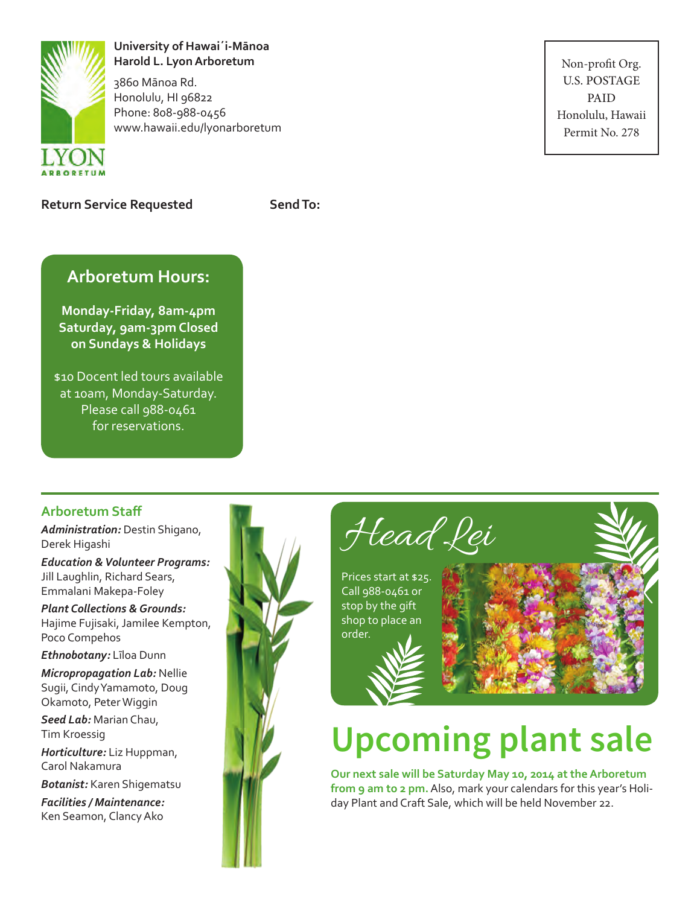**University of Hawai´i-Mānoa**
**Harold L. Lyon Arboretum**

3860 Mānoa Rd.
Honolulu, HI 96822
Phone: 808-988-0456
www.hawaii.edu/lyonarboretum

LYON
ARBORETUM

Non-profit Org.
U.S. POSTAGE
PAID
Honolulu, Hawaii
Permit No. 278

**Return Service Requested**

**Send To:**

## Arboretum Hours:

**Monday-Friday, 8am-4pm**
**Saturday, 9am-3pm Closed on Sundays & Holidays**

$10 Docent led tours available at 10am, Monday-Saturday. Please call 988-0461 for reservations.

### Arboretum Staff

***Administration:*** Destin Shigano, Derek Higashi

***Education & Volunteer Programs:*** Jill Laughlin, Richard Sears, Emmalani Makepa-Foley

***Plant Collections & Grounds:*** Hajime Fujisaki, Jamilee Kempton, Poco Compehos

***Ethnobotany:*** Līloa Dunn

***Micropropagation Lab:*** Nellie Sugii, Cindy Yamamoto, Doug Okamoto, Peter Wiggin

***Seed Lab:*** Marian Chau, Tim Kroessig

***Horticulture:*** Liz Huppman, Carol Nakamura

***Botanist:*** Karen Shigematsu

***Facilities / Maintenance:*** Ken Seamon, Clancy Ako

## Head Lei

Prices start at $25. Call 988-0461 or stop by the gift shop to place an order.

# Upcoming plant sale

**Our next sale will be Saturday May 10, 2014 at the Arboretum from 9 am to 2 pm.** Also, mark your calendars for this year's Holiday Plant and Craft Sale, which will be held November 22.